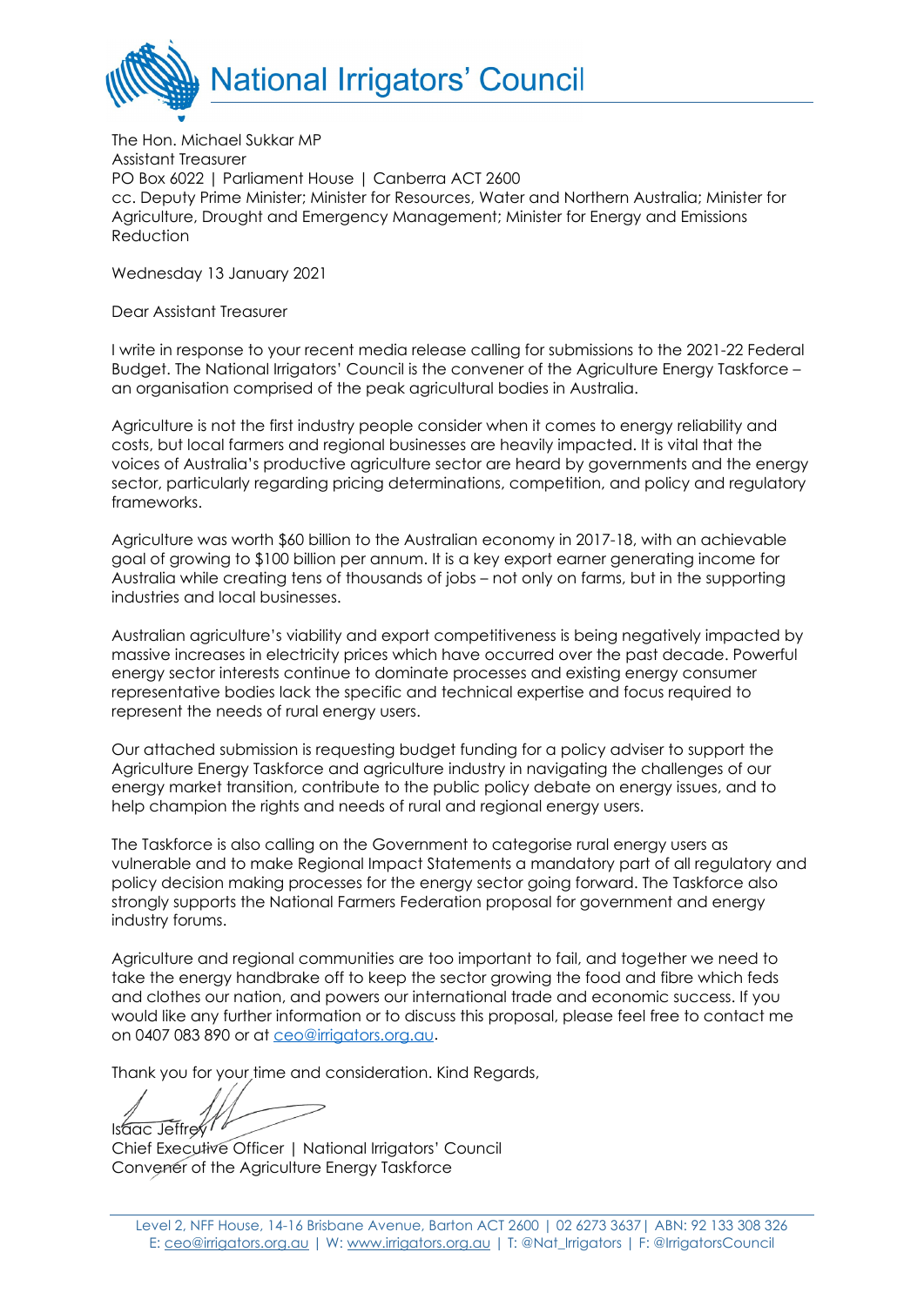# National Irrigators' Council

The Hon. Michael Sukkar MP
Assistant Treasurer
PO Box 6022 | Parliament House | Canberra ACT 2600
cc. Deputy Prime Minister; Minister for Resources, Water and Northern Australia; Minister for Agriculture, Drought and Emergency Management; Minister for Energy and Emissions Reduction

Wednesday 13 January 2021

Dear Assistant Treasurer

I write in response to your recent media release calling for submissions to the 2021-22 Federal Budget. The National Irrigators' Council is the convener of the Agriculture Energy Taskforce – an organisation comprised of the peak agricultural bodies in Australia.

Agriculture is not the first industry people consider when it comes to energy reliability and costs, but local farmers and regional businesses are heavily impacted. It is vital that the voices of Australia's productive agriculture sector are heard by governments and the energy sector, particularly regarding pricing determinations, competition, and policy and regulatory frameworks.

Agriculture was worth $60 billion to the Australian economy in 2017-18, with an achievable goal of growing to $100 billion per annum. It is a key export earner generating income for Australia while creating tens of thousands of jobs – not only on farms, but in the supporting industries and local businesses.

Australian agriculture's viability and export competitiveness is being negatively impacted by massive increases in electricity prices which have occurred over the past decade. Powerful energy sector interests continue to dominate processes and existing energy consumer representative bodies lack the specific and technical expertise and focus required to represent the needs of rural energy users.

Our attached submission is requesting budget funding for a policy adviser to support the Agriculture Energy Taskforce and agriculture industry in navigating the challenges of our energy market transition, contribute to the public policy debate on energy issues, and to help champion the rights and needs of rural and regional energy users.

The Taskforce is also calling on the Government to categorise rural energy users as vulnerable and to make Regional Impact Statements a mandatory part of all regulatory and policy decision making processes for the energy sector going forward. The Taskforce also strongly supports the National Farmers Federation proposal for government and energy industry forums.

Agriculture and regional communities are too important to fail, and together we need to take the energy handbrake off to keep the sector growing the food and fibre which feds and clothes our nation, and powers our international trade and economic success. If you would like any further information or to discuss this proposal, please feel free to contact me on 0407 083 890 or at ceo@irrigators.org.au.

Thank you for your time and consideration. Kind Regards,

Isaac Jeffrey
Chief Executive Officer | National Irrigators' Council
Convener of the Agriculture Energy Taskforce

Level 2, NFF House, 14-16 Brisbane Avenue, Barton ACT 2600 | 02 6273 3637 | ABN: 92 133 308 326
E: ceo@irrigators.org.au | W: www.irrigators.org.au | T: @Nat_Irrigators | F: @IrrigatorsCouncil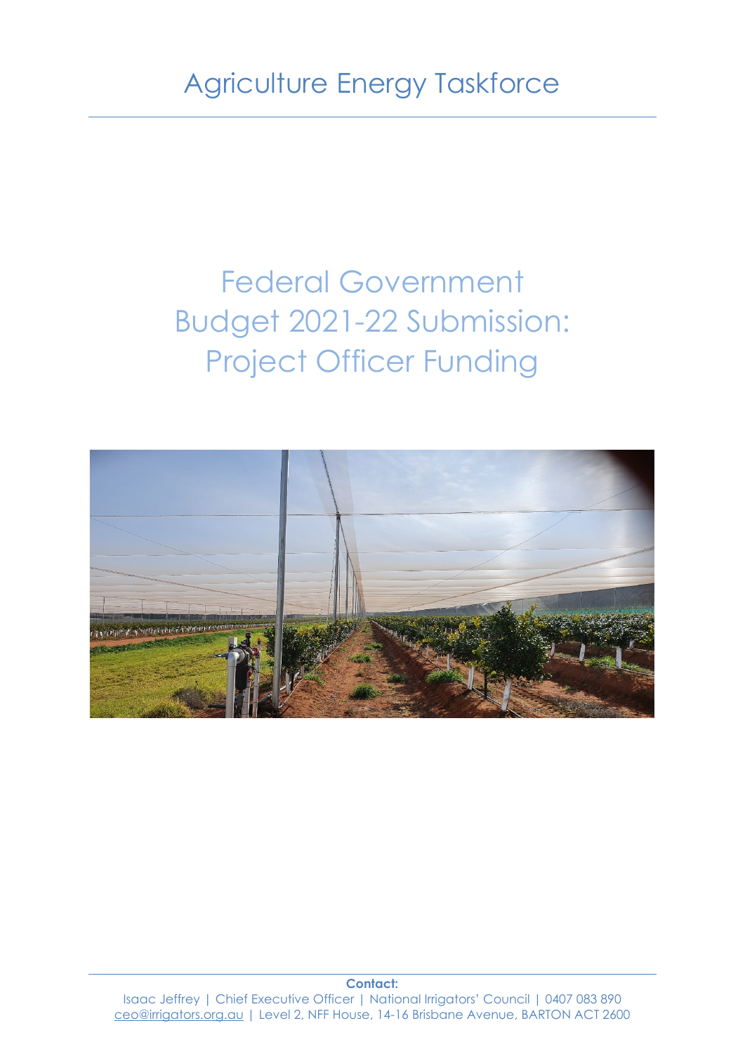# Agriculture Energy Taskforce

## Federal Government Budget 2021-22 Submission: Project Officer Funding

**Contact:**

Isaac Jeffrey | Chief Executive Officer | National Irrigators' Council | 0407 083 890
ceo@irrigators.org.au | Level 2, NFF House, 14-16 Brisbane Avenue, BARTON ACT 2600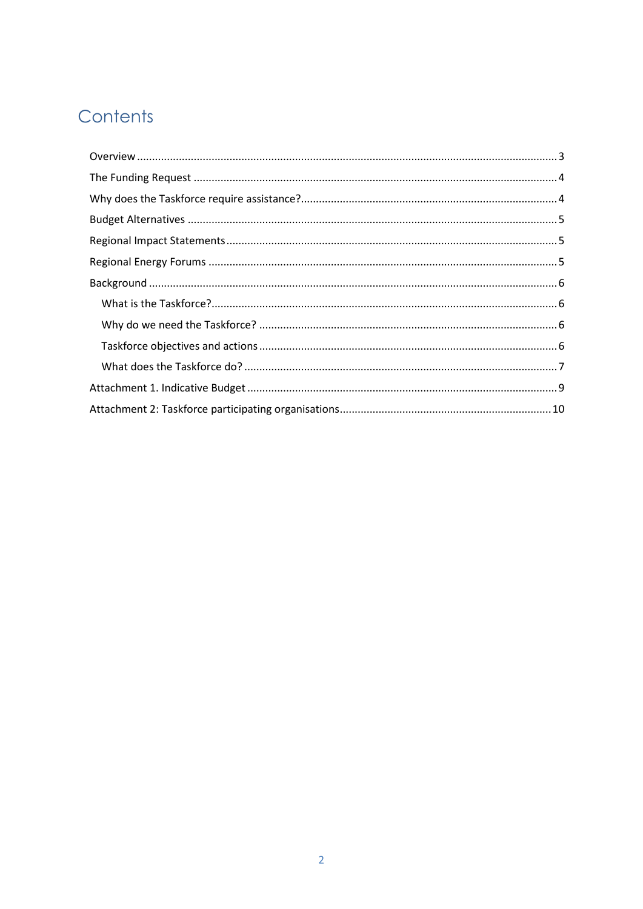# Contents

Overview ........ 3

The Funding Request ........ 4

Why does the Taskforce require assistance? ........ 4

Budget Alternatives ........ 5

Regional Impact Statements ........ 5

Regional Energy Forums ........ 5

Background ........ 6

- What is the Taskforce? ........ 6
- Why do we need the Taskforce? ........ 6
- Taskforce objectives and actions ........ 6
- What does the Taskforce do? ........ 7

Attachment 1. Indicative Budget ........ 9

Attachment 2: Taskforce participating organisations ........ 10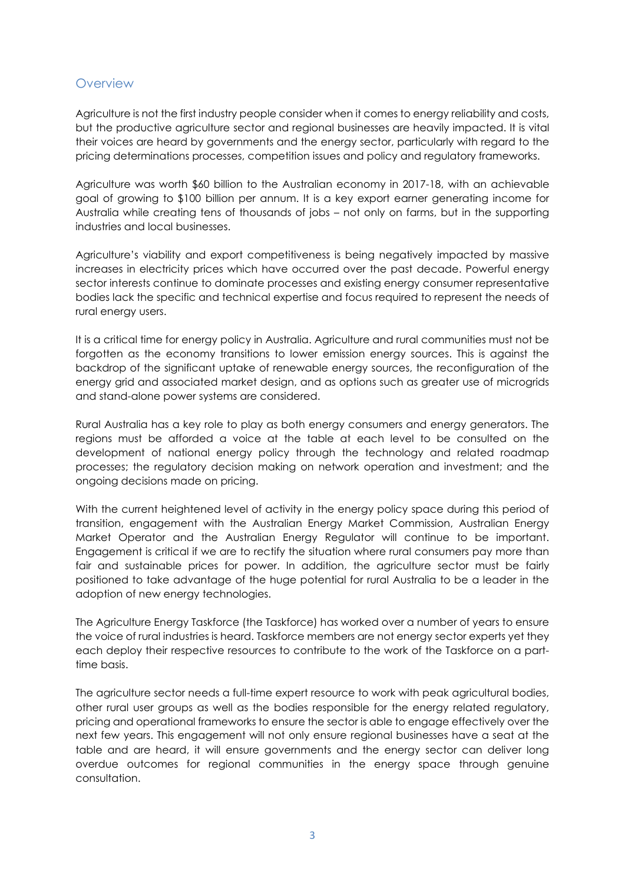## Overview

Agriculture is not the first industry people consider when it comes to energy reliability and costs, but the productive agriculture sector and regional businesses are heavily impacted. It is vital their voices are heard by governments and the energy sector, particularly with regard to the pricing determinations processes, competition issues and policy and regulatory frameworks.

Agriculture was worth $60 billion to the Australian economy in 2017-18, with an achievable goal of growing to $100 billion per annum. It is a key export earner generating income for Australia while creating tens of thousands of jobs – not only on farms, but in the supporting industries and local businesses.

Agriculture's viability and export competitiveness is being negatively impacted by massive increases in electricity prices which have occurred over the past decade. Powerful energy sector interests continue to dominate processes and existing energy consumer representative bodies lack the specific and technical expertise and focus required to represent the needs of rural energy users.

It is a critical time for energy policy in Australia. Agriculture and rural communities must not be forgotten as the economy transitions to lower emission energy sources. This is against the backdrop of the significant uptake of renewable energy sources, the reconfiguration of the energy grid and associated market design, and as options such as greater use of microgrids and stand-alone power systems are considered.

Rural Australia has a key role to play as both energy consumers and energy generators. The regions must be afforded a voice at the table at each level to be consulted on the development of national energy policy through the technology and related roadmap processes; the regulatory decision making on network operation and investment; and the ongoing decisions made on pricing.

With the current heightened level of activity in the energy policy space during this period of transition, engagement with the Australian Energy Market Commission, Australian Energy Market Operator and the Australian Energy Regulator will continue to be important. Engagement is critical if we are to rectify the situation where rural consumers pay more than fair and sustainable prices for power. In addition, the agriculture sector must be fairly positioned to take advantage of the huge potential for rural Australia to be a leader in the adoption of new energy technologies.

The Agriculture Energy Taskforce (the Taskforce) has worked over a number of years to ensure the voice of rural industries is heard. Taskforce members are not energy sector experts yet they each deploy their respective resources to contribute to the work of the Taskforce on a part-time basis.

The agriculture sector needs a full-time expert resource to work with peak agricultural bodies, other rural user groups as well as the bodies responsible for the energy related regulatory, pricing and operational frameworks to ensure the sector is able to engage effectively over the next few years. This engagement will not only ensure regional businesses have a seat at the table and are heard, it will ensure governments and the energy sector can deliver long overdue outcomes for regional communities in the energy space through genuine consultation.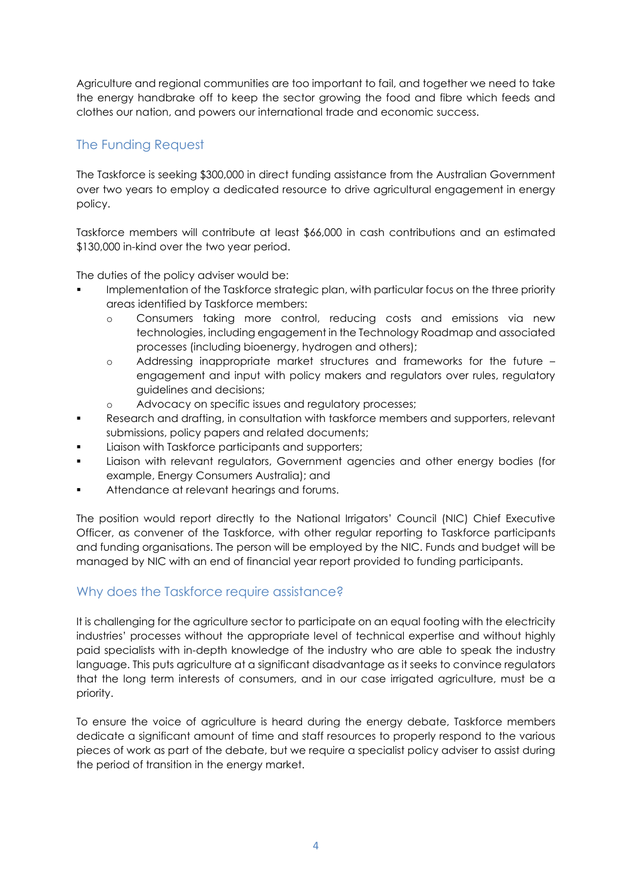Agriculture and regional communities are too important to fail, and together we need to take the energy handbrake off to keep the sector growing the food and fibre which feeds and clothes our nation, and powers our international trade and economic success.

## The Funding Request

The Taskforce is seeking $300,000 in direct funding assistance from the Australian Government over two years to employ a dedicated resource to drive agricultural engagement in energy policy.

Taskforce members will contribute at least $66,000 in cash contributions and an estimated $130,000 in-kind over the two year period.

The duties of the policy adviser would be:

- Implementation of the Taskforce strategic plan, with particular focus on the three priority areas identified by Taskforce members:
  - Consumers taking more control, reducing costs and emissions via new technologies, including engagement in the Technology Roadmap and associated processes (including bioenergy, hydrogen and others);
  - Addressing inappropriate market structures and frameworks for the future – engagement and input with policy makers and regulators over rules, regulatory guidelines and decisions;
  - Advocacy on specific issues and regulatory processes;
- Research and drafting, in consultation with taskforce members and supporters, relevant submissions, policy papers and related documents;
- Liaison with Taskforce participants and supporters;
- Liaison with relevant regulators, Government agencies and other energy bodies (for example, Energy Consumers Australia); and
- Attendance at relevant hearings and forums.

The position would report directly to the National Irrigators' Council (NIC) Chief Executive Officer, as convener of the Taskforce, with other regular reporting to Taskforce participants and funding organisations. The person will be employed by the NIC. Funds and budget will be managed by NIC with an end of financial year report provided to funding participants.

## Why does the Taskforce require assistance?

It is challenging for the agriculture sector to participate on an equal footing with the electricity industries' processes without the appropriate level of technical expertise and without highly paid specialists with in-depth knowledge of the industry who are able to speak the industry language. This puts agriculture at a significant disadvantage as it seeks to convince regulators that the long term interests of consumers, and in our case irrigated agriculture, must be a priority.

To ensure the voice of agriculture is heard during the energy debate, Taskforce members dedicate a significant amount of time and staff resources to properly respond to the various pieces of work as part of the debate, but we require a specialist policy adviser to assist during the period of transition in the energy market.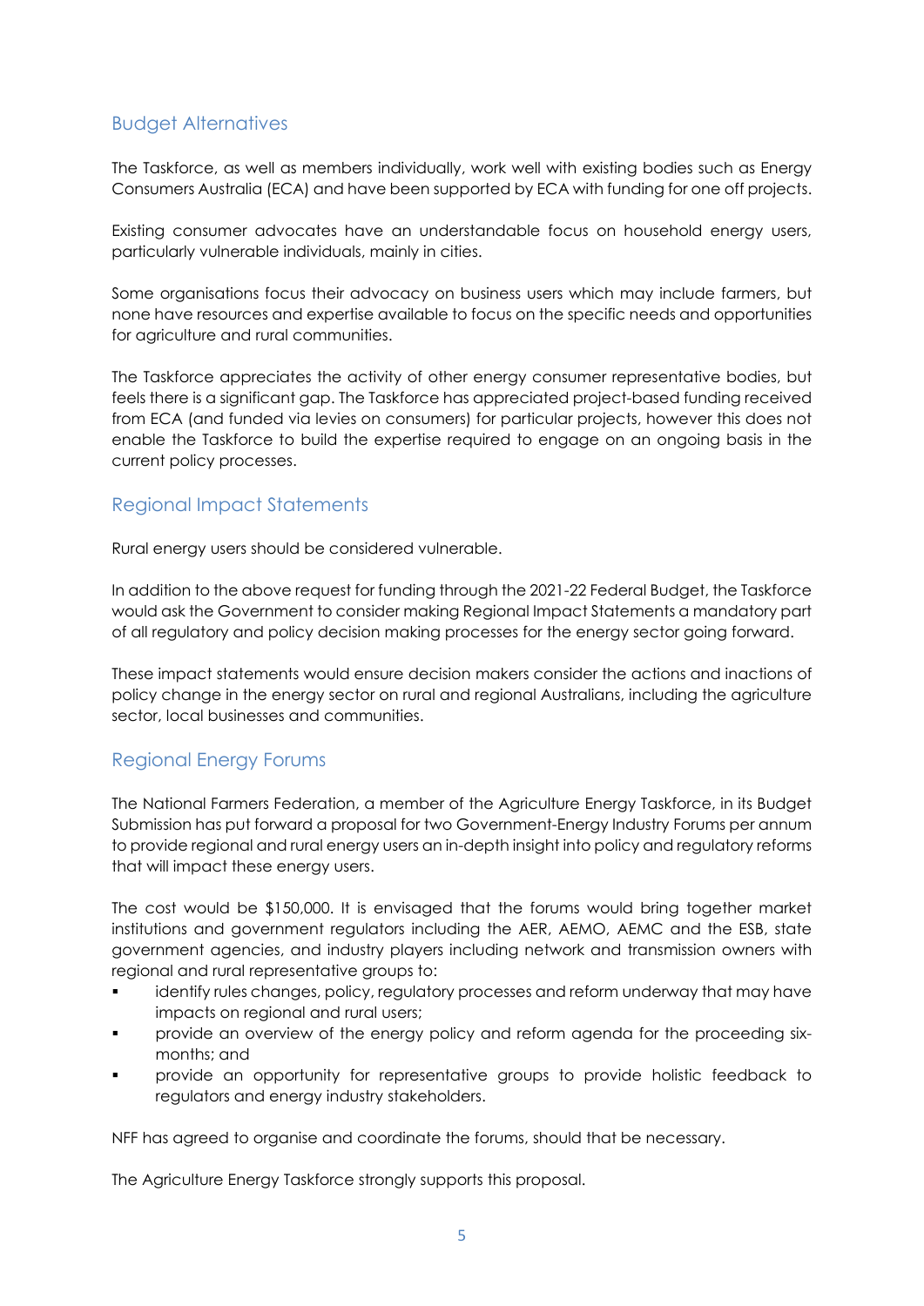## Budget Alternatives

The Taskforce, as well as members individually, work well with existing bodies such as Energy Consumers Australia (ECA) and have been supported by ECA with funding for one off projects.

Existing consumer advocates have an understandable focus on household energy users, particularly vulnerable individuals, mainly in cities.

Some organisations focus their advocacy on business users which may include farmers, but none have resources and expertise available to focus on the specific needs and opportunities for agriculture and rural communities.

The Taskforce appreciates the activity of other energy consumer representative bodies, but feels there is a significant gap. The Taskforce has appreciated project-based funding received from ECA (and funded via levies on consumers) for particular projects, however this does not enable the Taskforce to build the expertise required to engage on an ongoing basis in the current policy processes.

## Regional Impact Statements

Rural energy users should be considered vulnerable.

In addition to the above request for funding through the 2021-22 Federal Budget, the Taskforce would ask the Government to consider making Regional Impact Statements a mandatory part of all regulatory and policy decision making processes for the energy sector going forward.

These impact statements would ensure decision makers consider the actions and inactions of policy change in the energy sector on rural and regional Australians, including the agriculture sector, local businesses and communities.

## Regional Energy Forums

The National Farmers Federation, a member of the Agriculture Energy Taskforce, in its Budget Submission has put forward a proposal for two Government-Energy Industry Forums per annum to provide regional and rural energy users an in-depth insight into policy and regulatory reforms that will impact these energy users.

The cost would be $150,000. It is envisaged that the forums would bring together market institutions and government regulators including the AER, AEMO, AEMC and the ESB, state government agencies, and industry players including network and transmission owners with regional and rural representative groups to:

- identify rules changes, policy, regulatory processes and reform underway that may have impacts on regional and rural users;
- provide an overview of the energy policy and reform agenda for the proceeding six-months; and
- provide an opportunity for representative groups to provide holistic feedback to regulators and energy industry stakeholders.

NFF has agreed to organise and coordinate the forums, should that be necessary.

The Agriculture Energy Taskforce strongly supports this proposal.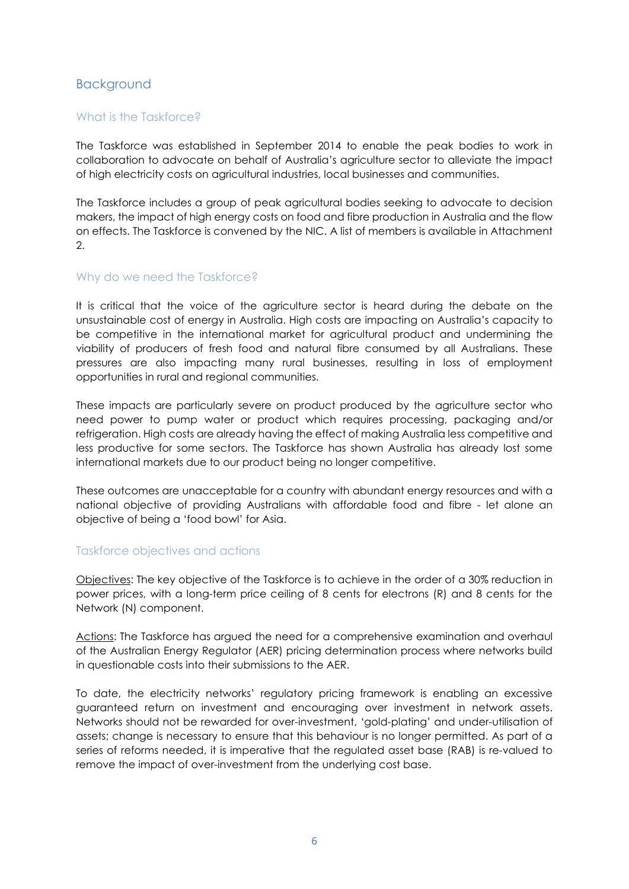## Background

### What is the Taskforce?

The Taskforce was established in September 2014 to enable the peak bodies to work in collaboration to advocate on behalf of Australia's agriculture sector to alleviate the impact of high electricity costs on agricultural industries, local businesses and communities.

The Taskforce includes a group of peak agricultural bodies seeking to advocate to decision makers, the impact of high energy costs on food and fibre production in Australia and the flow on effects. The Taskforce is convened by the NIC. A list of members is available in Attachment 2.

### Why do we need the Taskforce?

It is critical that the voice of the agriculture sector is heard during the debate on the unsustainable cost of energy in Australia. High costs are impacting on Australia's capacity to be competitive in the international market for agricultural product and undermining the viability of producers of fresh food and natural fibre consumed by all Australians. These pressures are also impacting many rural businesses, resulting in loss of employment opportunities in rural and regional communities.

These impacts are particularly severe on product produced by the agriculture sector who need power to pump water or product which requires processing, packaging and/or refrigeration. High costs are already having the effect of making Australia less competitive and less productive for some sectors. The Taskforce has shown Australia has already lost some international markets due to our product being no longer competitive.

These outcomes are unacceptable for a country with abundant energy resources and with a national objective of providing Australians with affordable food and fibre - let alone an objective of being a 'food bowl' for Asia.

### Taskforce objectives and actions

<u>Objectives</u>: The key objective of the Taskforce is to achieve in the order of a 30% reduction in power prices, with a long-term price ceiling of 8 cents for electrons (R) and 8 cents for the Network (N) component.

<u>Actions</u>: The Taskforce has argued the need for a comprehensive examination and overhaul of the Australian Energy Regulator (AER) pricing determination process where networks build in questionable costs into their submissions to the AER.

To date, the electricity networks' regulatory pricing framework is enabling an excessive guaranteed return on investment and encouraging over investment in network assets. Networks should not be rewarded for over-investment, 'gold-plating' and under-utilisation of assets; change is necessary to ensure that this behaviour is no longer permitted. As part of a series of reforms needed, it is imperative that the regulated asset base (RAB) is re-valued to remove the impact of over-investment from the underlying cost base.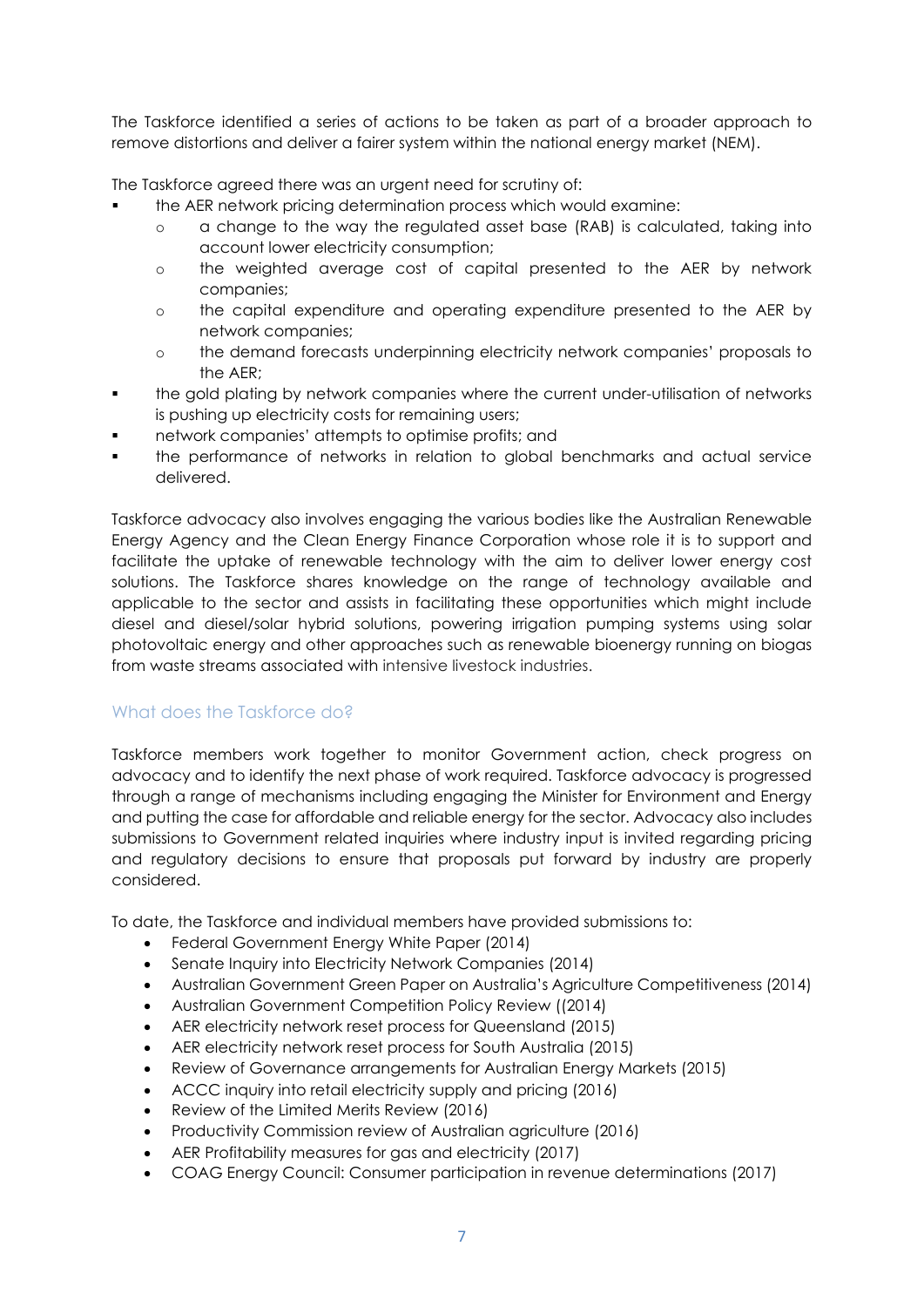The Taskforce identified a series of actions to be taken as part of a broader approach to remove distortions and deliver a fairer system within the national energy market (NEM).

The Taskforce agreed there was an urgent need for scrutiny of:

- the AER network pricing determination process which would examine:
  - a change to the way the regulated asset base (RAB) is calculated, taking into account lower electricity consumption;
  - the weighted average cost of capital presented to the AER by network companies;
  - the capital expenditure and operating expenditure presented to the AER by network companies;
  - the demand forecasts underpinning electricity network companies' proposals to the AER;
- the gold plating by network companies where the current under-utilisation of networks is pushing up electricity costs for remaining users;
- network companies' attempts to optimise profits; and
- the performance of networks in relation to global benchmarks and actual service delivered.

Taskforce advocacy also involves engaging the various bodies like the Australian Renewable Energy Agency and the Clean Energy Finance Corporation whose role it is to support and facilitate the uptake of renewable technology with the aim to deliver lower energy cost solutions. The Taskforce shares knowledge on the range of technology available and applicable to the sector and assists in facilitating these opportunities which might include diesel and diesel/solar hybrid solutions, powering irrigation pumping systems using solar photovoltaic energy and other approaches such as renewable bioenergy running on biogas from waste streams associated with intensive livestock industries.

## What does the Taskforce do?

Taskforce members work together to monitor Government action, check progress on advocacy and to identify the next phase of work required. Taskforce advocacy is progressed through a range of mechanisms including engaging the Minister for Environment and Energy and putting the case for affordable and reliable energy for the sector. Advocacy also includes submissions to Government related inquiries where industry input is invited regarding pricing and regulatory decisions to ensure that proposals put forward by industry are properly considered.

To date, the Taskforce and individual members have provided submissions to:

- Federal Government Energy White Paper (2014)
- Senate Inquiry into Electricity Network Companies (2014)
- Australian Government Green Paper on Australia's Agriculture Competitiveness (2014)
- Australian Government Competition Policy Review ((2014)
- AER electricity network reset process for Queensland (2015)
- AER electricity network reset process for South Australia (2015)
- Review of Governance arrangements for Australian Energy Markets (2015)
- ACCC inquiry into retail electricity supply and pricing (2016)
- Review of the Limited Merits Review (2016)
- Productivity Commission review of Australian agriculture (2016)
- AER Profitability measures for gas and electricity (2017)
- COAG Energy Council: Consumer participation in revenue determinations (2017)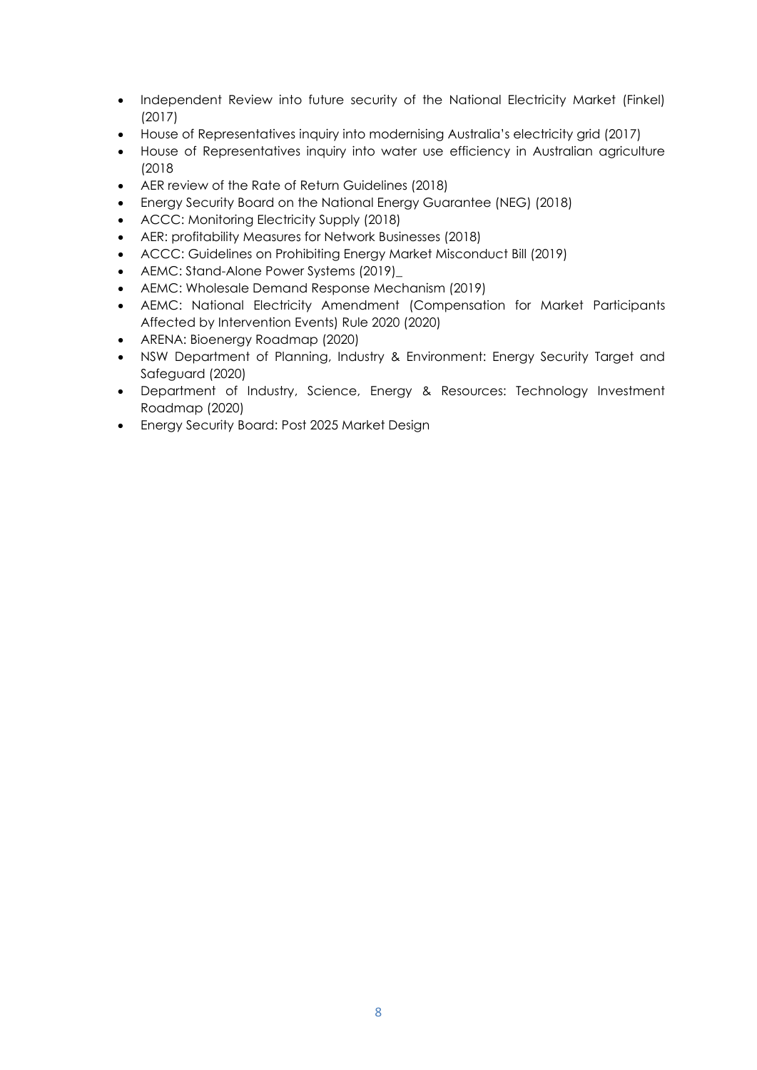- Independent Review into future security of the National Electricity Market (Finkel) (2017)
- House of Representatives inquiry into modernising Australia's electricity grid (2017)
- House of Representatives inquiry into water use efficiency in Australian agriculture (2018
- AER review of the Rate of Return Guidelines (2018)
- Energy Security Board on the National Energy Guarantee (NEG) (2018)
- ACCC: Monitoring Electricity Supply (2018)
- AER: profitability Measures for Network Businesses (2018)
- ACCC: Guidelines on Prohibiting Energy Market Misconduct Bill (2019)
- AEMC: Stand-Alone Power Systems (2019)_
- AEMC: Wholesale Demand Response Mechanism (2019)
- AEMC: National Electricity Amendment (Compensation for Market Participants Affected by Intervention Events) Rule 2020 (2020)
- ARENA: Bioenergy Roadmap (2020)
- NSW Department of Planning, Industry & Environment: Energy Security Target and Safeguard (2020)
- Department of Industry, Science, Energy & Resources: Technology Investment Roadmap (2020)
- Energy Security Board: Post 2025 Market Design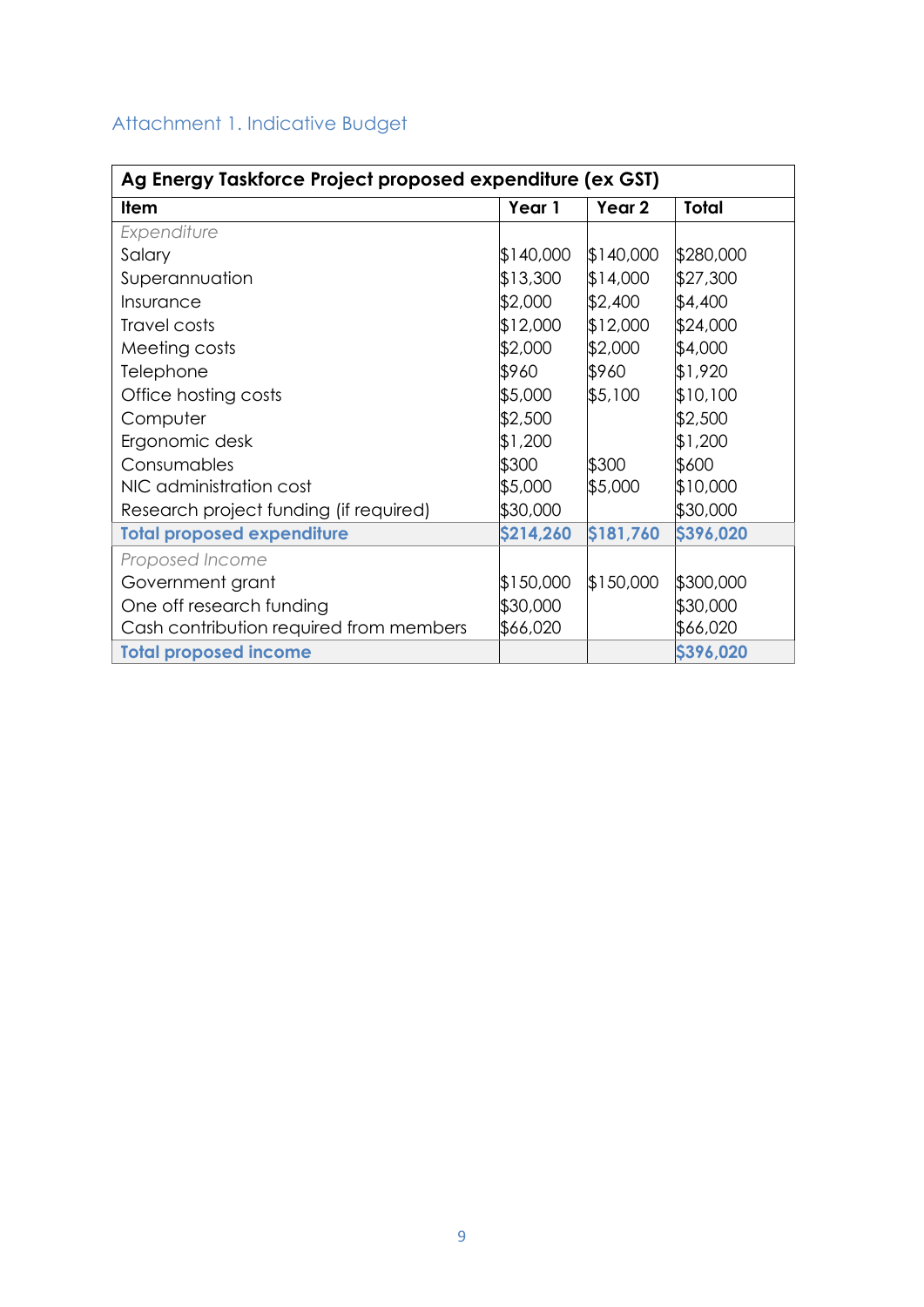## Attachment 1. Indicative Budget

| Ag Energy Taskforce Project proposed expenditure (ex GST) | | | |
|---|---|---|---|
| **Item** | **Year 1** | **Year 2** | **Total** |
| *Expenditure* | | | |
| Salary | $140,000 | $140,000 | $280,000 |
| Superannuation | $13,300 | $14,000 | $27,300 |
| Insurance | $2,000 | $2,400 | $4,400 |
| Travel costs | $12,000 | $12,000 | $24,000 |
| Meeting costs | $2,000 | $2,000 | $4,000 |
| Telephone | $960 | $960 | $1,920 |
| Office hosting costs | $5,000 | $5,100 | $10,100 |
| Computer | $2,500 | | $2,500 |
| Ergonomic desk | $1,200 | | $1,200 |
| Consumables | $300 | $300 | $600 |
| NIC administration cost | $5,000 | $5,000 | $10,000 |
| Research project funding (if required) | $30,000 | | $30,000 |
| **Total proposed expenditure** | **$214,260** | **$181,760** | **$396,020** |
| *Proposed Income* | | | |
| Government grant | $150,000 | $150,000 | $300,000 |
| One off research funding | $30,000 | | $30,000 |
| Cash contribution required from members | $66,020 | | $66,020 |
| **Total proposed income** | | | **$396,020** |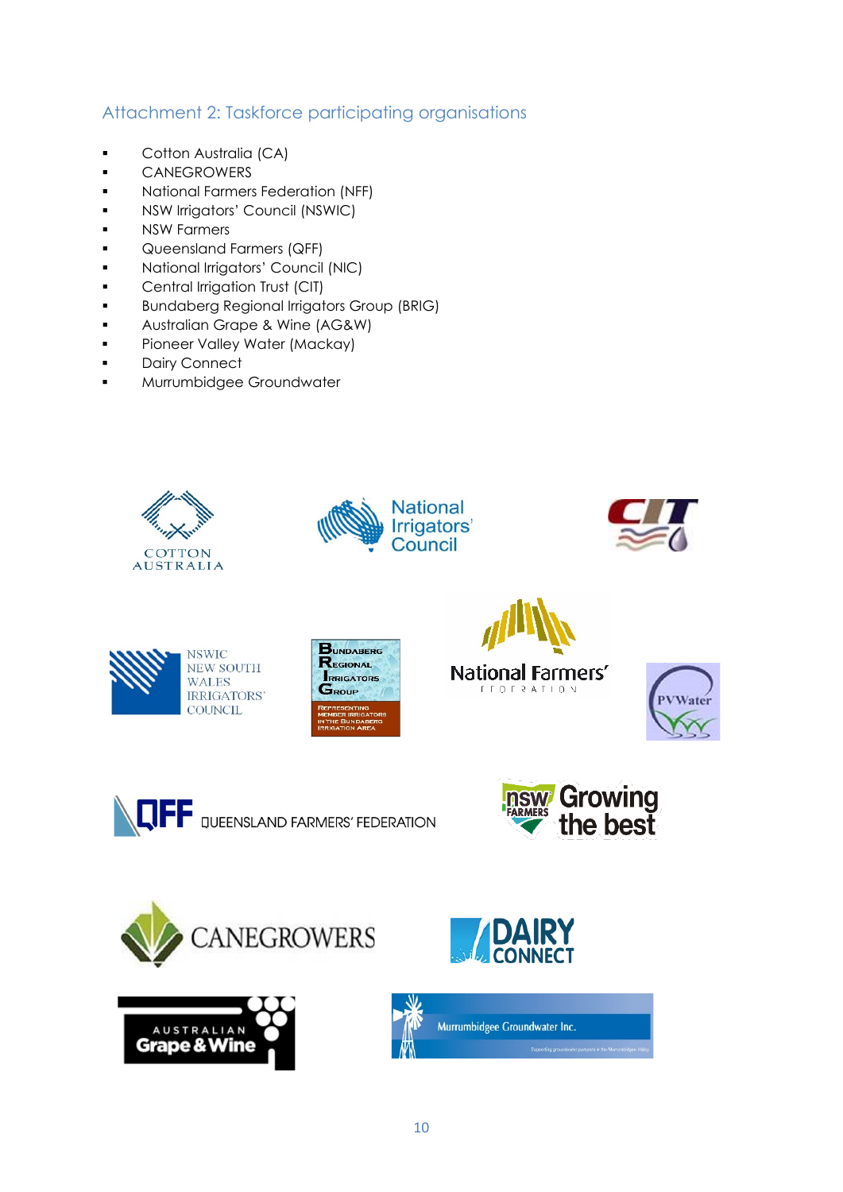## Attachment 2: Taskforce participating organisations

- Cotton Australia (CA)
- CANEGROWERS
- National Farmers Federation (NFF)
- NSW Irrigators' Council (NSWIC)
- NSW Farmers
- Queensland Farmers (QFF)
- National Irrigators' Council (NIC)
- Central Irrigation Trust (CIT)
- Bundaberg Regional Irrigators Group (BRIG)
- Australian Grape & Wine (AG&W)
- Pioneer Valley Water (Mackay)
- Dairy Connect
- Murrumbidgee Groundwater